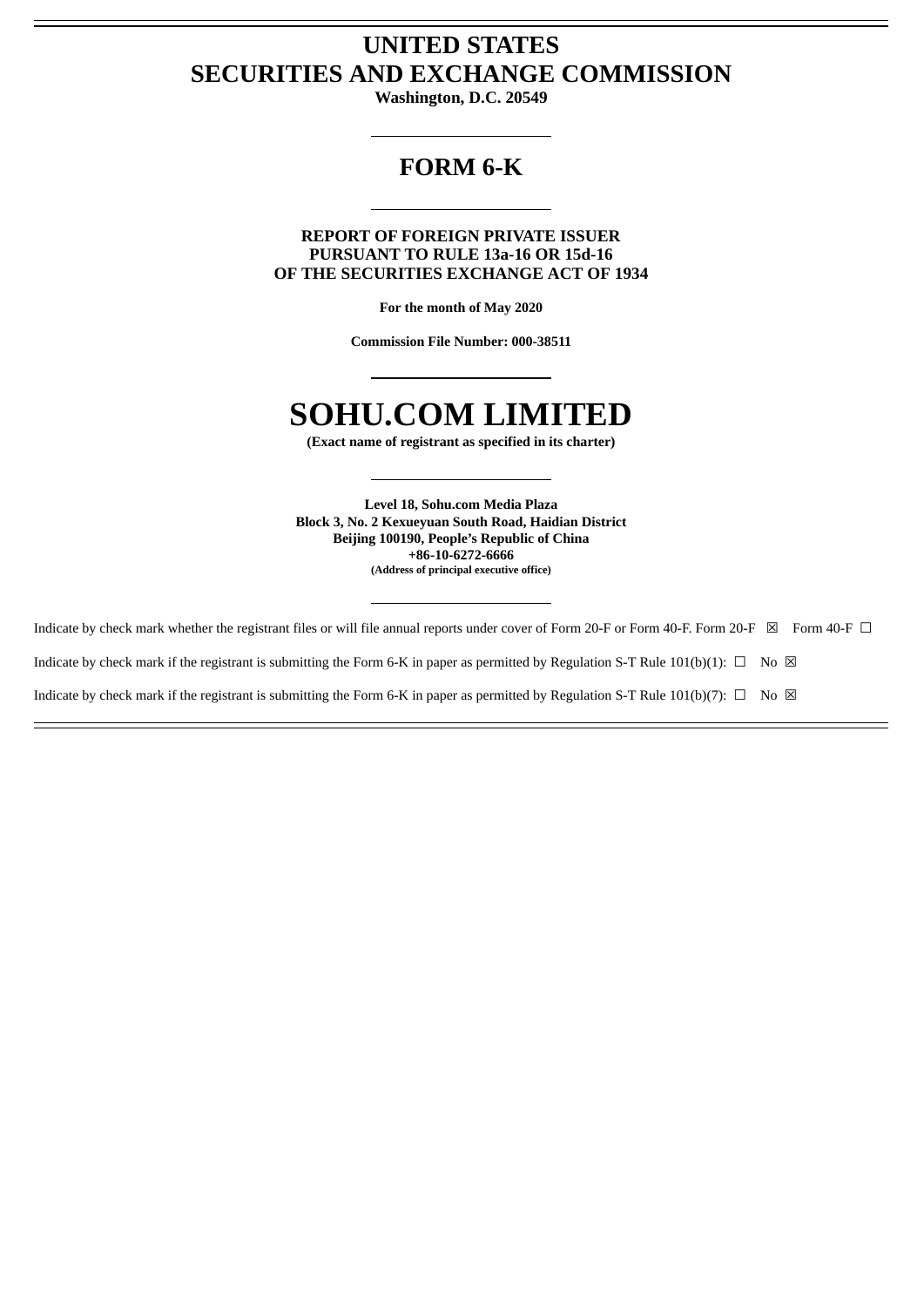# UNITED STATES
# SECURITIES AND EXCHANGE COMMISSION

**Washington, D.C. 20549**

---

## FORM 6-K

---

**REPORT OF FOREIGN PRIVATE ISSUER**
**PURSUANT TO RULE 13a-16 OR 15d-16**
**OF THE SECURITIES EXCHANGE ACT OF 1934**

**For the month of May 2020**

**Commission File Number: 000-38511**

---

# SOHU.COM LIMITED

**(Exact name of registrant as specified in its charter)**

---

**Level 18, Sohu.com Media Plaza**
**Block 3, No. 2 Kexueyuan South Road, Haidian District**
**Beijing 100190, People's Republic of China**
**+86-10-6272-6666**
**(Address of principal executive office)**

---

Indicate by check mark whether the registrant files or will file annual reports under cover of Form 20-F or Form 40-F. Form 20-F ☒ Form 40-F ☐

Indicate by check mark if the registrant is submitting the Form 6-K in paper as permitted by Regulation S-T Rule 101(b)(1): ☐ No ☒

Indicate by check mark if the registrant is submitting the Form 6-K in paper as permitted by Regulation S-T Rule 101(b)(7): ☐ No ☒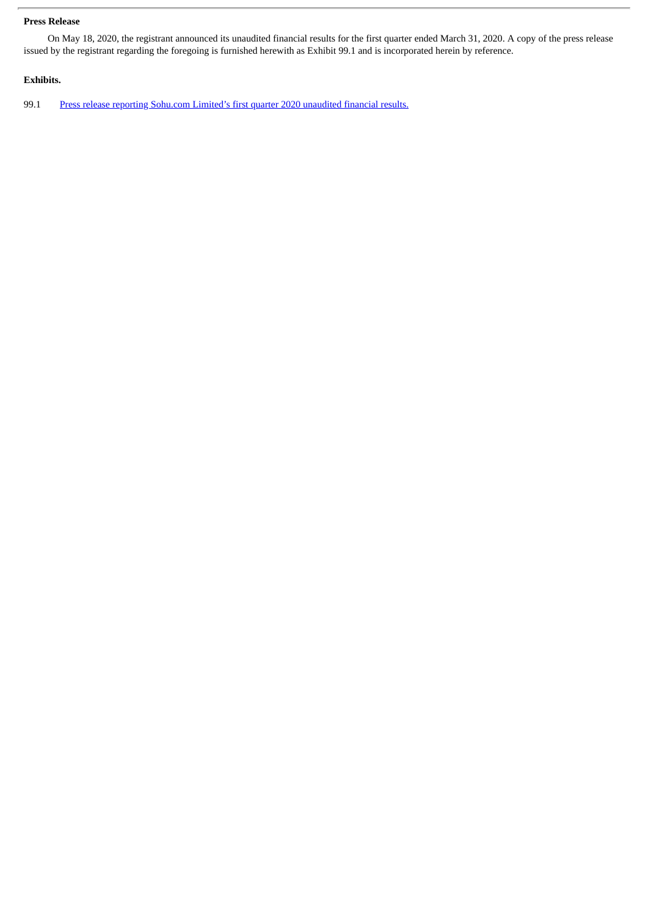**Press Release**

On May 18, 2020, the registrant announced its unaudited financial results for the first quarter ended March 31, 2020. A copy of the press release issued by the registrant regarding the foregoing is furnished herewith as Exhibit 99.1 and is incorporated herein by reference.

**Exhibits.**

99.1 Press release reporting Sohu.com Limited's first quarter 2020 unaudited financial results.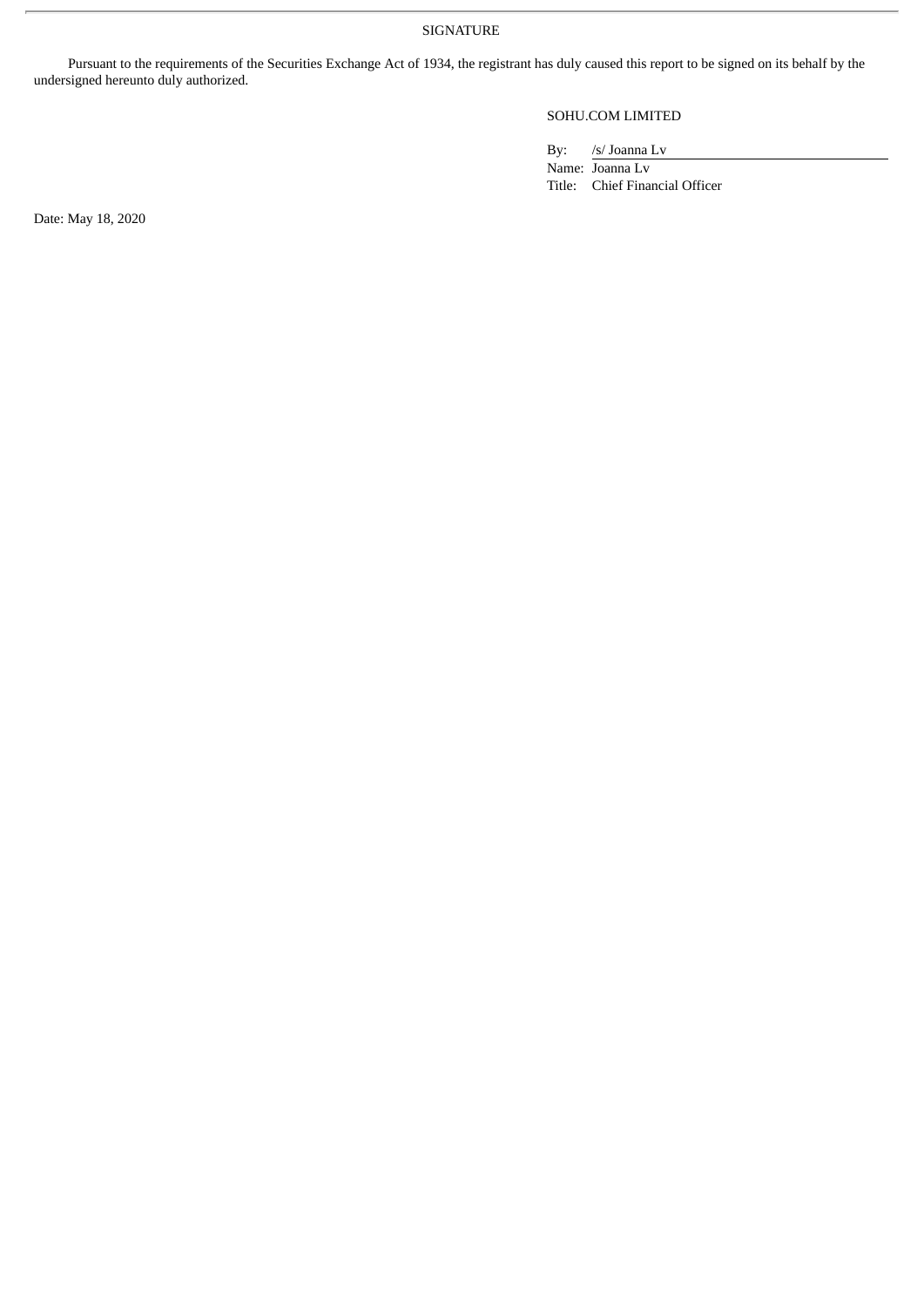# SIGNATURE

Pursuant to the requirements of the Securities Exchange Act of 1934, the registrant has duly caused this report to be signed on its behalf by the undersigned hereunto duly authorized.

SOHU.COM LIMITED

By: /s/ Joanna Lv

Name: Joanna Lv

Title: Chief Financial Officer

Date: May 18, 2020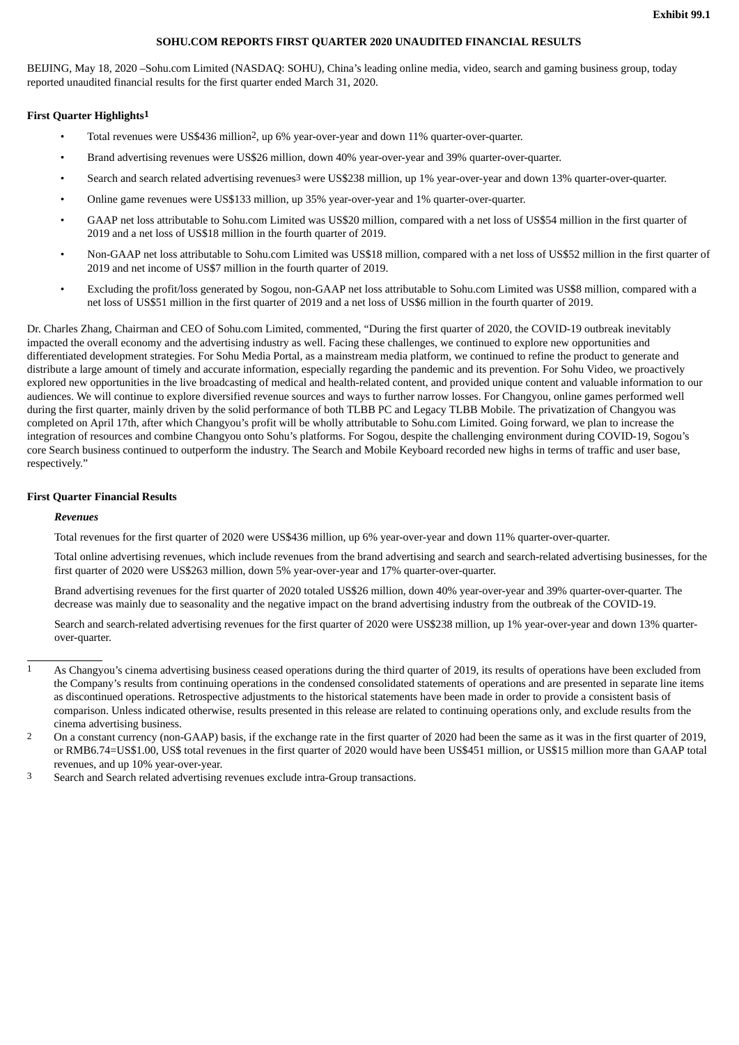Exhibit 99.1

# SOHU.COM REPORTS FIRST QUARTER 2020 UNAUDITED FINANCIAL RESULTS

BEIJING, May 18, 2020 –Sohu.com Limited (NASDAQ: SOHU), China's leading online media, video, search and gaming business group, today reported unaudited financial results for the first quarter ended March 31, 2020.

### First Quarter Highlights[1]

- Total revenues were US$436 million[2], up 6% year-over-year and down 11% quarter-over-quarter.
- Brand advertising revenues were US$26 million, down 40% year-over-year and 39% quarter-over-quarter.
- Search and search related advertising revenues[3] were US$238 million, up 1% year-over-year and down 13% quarter-over-quarter.
- Online game revenues were US$133 million, up 35% year-over-year and 1% quarter-over-quarter.
- GAAP net loss attributable to Sohu.com Limited was US$20 million, compared with a net loss of US$54 million in the first quarter of 2019 and a net loss of US$18 million in the fourth quarter of 2019.
- Non-GAAP net loss attributable to Sohu.com Limited was US$18 million, compared with a net loss of US$52 million in the first quarter of 2019 and net income of US$7 million in the fourth quarter of 2019.
- Excluding the profit/loss generated by Sogou, non-GAAP net loss attributable to Sohu.com Limited was US$8 million, compared with a net loss of US$51 million in the first quarter of 2019 and a net loss of US$6 million in the fourth quarter of 2019.

Dr. Charles Zhang, Chairman and CEO of Sohu.com Limited, commented, "During the first quarter of 2020, the COVID-19 outbreak inevitably impacted the overall economy and the advertising industry as well. Facing these challenges, we continued to explore new opportunities and differentiated development strategies. For Sohu Media Portal, as a mainstream media platform, we continued to refine the product to generate and distribute a large amount of timely and accurate information, especially regarding the pandemic and its prevention. For Sohu Video, we proactively explored new opportunities in the live broadcasting of medical and health-related content, and provided unique content and valuable information to our audiences. We will continue to explore diversified revenue sources and ways to further narrow losses. For Changyou, online games performed well during the first quarter, mainly driven by the solid performance of both TLBB PC and Legacy TLBB Mobile. The privatization of Changyou was completed on April 17th, after which Changyou's profit will be wholly attributable to Sohu.com Limited. Going forward, we plan to increase the integration of resources and combine Changyou onto Sohu's platforms. For Sogou, despite the challenging environment during COVID-19, Sogou's core Search business continued to outperform the industry. The Search and Mobile Keyboard recorded new highs in terms of traffic and user base, respectively."

### First Quarter Financial Results

#### *Revenues*

Total revenues for the first quarter of 2020 were US$436 million, up 6% year-over-year and down 11% quarter-over-quarter.

Total online advertising revenues, which include revenues from the brand advertising and search and search-related advertising businesses, for the first quarter of 2020 were US$263 million, down 5% year-over-year and 17% quarter-over-quarter.

Brand advertising revenues for the first quarter of 2020 totaled US$26 million, down 40% year-over-year and 39% quarter-over-quarter. The decrease was mainly due to seasonality and the negative impact on the brand advertising industry from the outbreak of the COVID-19.

Search and search-related advertising revenues for the first quarter of 2020 were US$238 million, up 1% year-over-year and down 13% quarter-over-quarter.

---

1 As Changyou's cinema advertising business ceased operations during the third quarter of 2019, its results of operations have been excluded from the Company's results from continuing operations in the condensed consolidated statements of operations and are presented in separate line items as discontinued operations. Retrospective adjustments to the historical statements have been made in order to provide a consistent basis of comparison. Unless indicated otherwise, results presented in this release are related to continuing operations only, and exclude results from the cinema advertising business.

2 On a constant currency (non-GAAP) basis, if the exchange rate in the first quarter of 2020 had been the same as it was in the first quarter of 2019, or RMB6.74=US$1.00, US$ total revenues in the first quarter of 2020 would have been US$451 million, or US$15 million more than GAAP total revenues, and up 10% year-over-year.

3 Search and Search related advertising revenues exclude intra-Group transactions.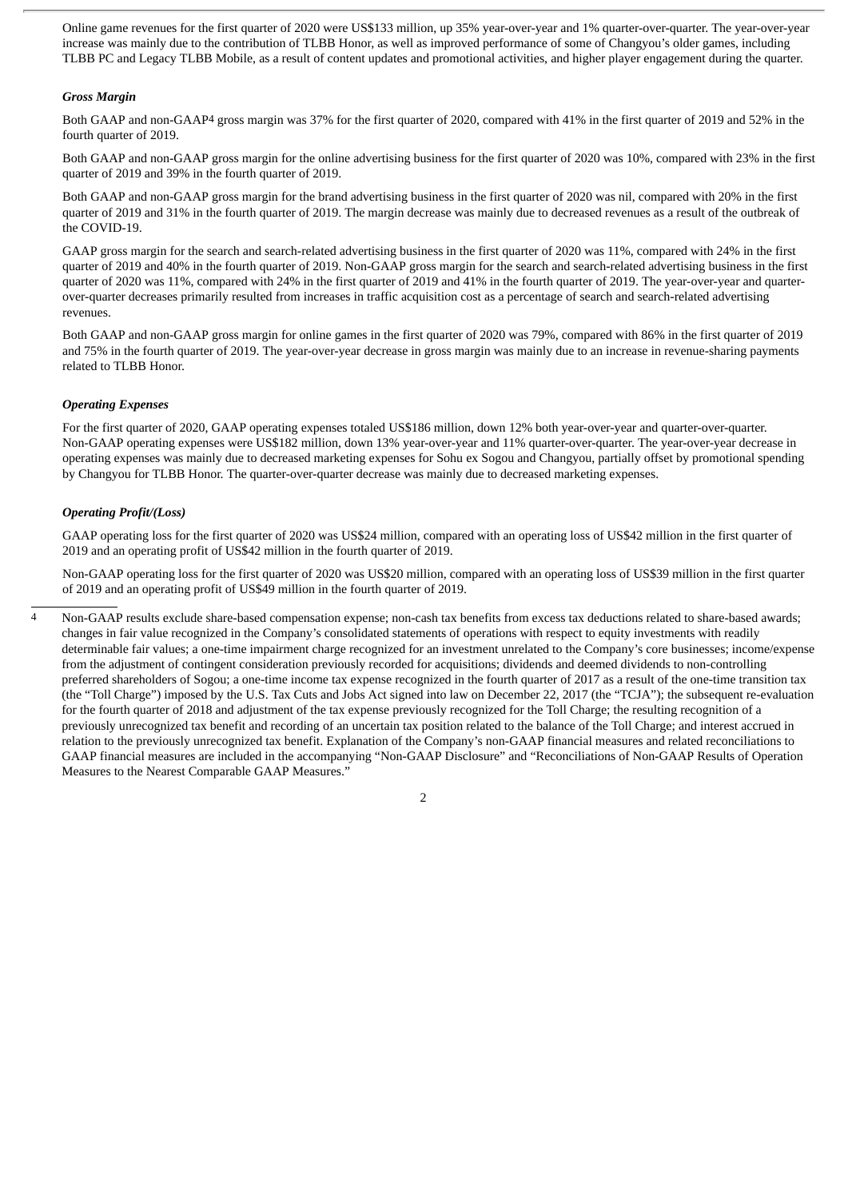Online game revenues for the first quarter of 2020 were US$133 million, up 35% year-over-year and 1% quarter-over-quarter. The year-over-year increase was mainly due to the contribution of TLBB Honor, as well as improved performance of some of Changyou's older games, including TLBB PC and Legacy TLBB Mobile, as a result of content updates and promotional activities, and higher player engagement during the quarter.

***Gross Margin***

Both GAAP and non-GAAP[4] gross margin was 37% for the first quarter of 2020, compared with 41% in the first quarter of 2019 and 52% in the fourth quarter of 2019.

Both GAAP and non-GAAP gross margin for the online advertising business for the first quarter of 2020 was 10%, compared with 23% in the first quarter of 2019 and 39% in the fourth quarter of 2019.

Both GAAP and non-GAAP gross margin for the brand advertising business in the first quarter of 2020 was nil, compared with 20% in the first quarter of 2019 and 31% in the fourth quarter of 2019. The margin decrease was mainly due to decreased revenues as a result of the outbreak of the COVID-19.

GAAP gross margin for the search and search-related advertising business in the first quarter of 2020 was 11%, compared with 24% in the first quarter of 2019 and 40% in the fourth quarter of 2019. Non-GAAP gross margin for the search and search-related advertising business in the first quarter of 2020 was 11%, compared with 24% in the first quarter of 2019 and 41% in the fourth quarter of 2019. The year-over-year and quarter-over-quarter decreases primarily resulted from increases in traffic acquisition cost as a percentage of search and search-related advertising revenues.

Both GAAP and non-GAAP gross margin for online games in the first quarter of 2020 was 79%, compared with 86% in the first quarter of 2019 and 75% in the fourth quarter of 2019. The year-over-year decrease in gross margin was mainly due to an increase in revenue-sharing payments related to TLBB Honor.

***Operating Expenses***

For the first quarter of 2020, GAAP operating expenses totaled US$186 million, down 12% both year-over-year and quarter-over-quarter. Non-GAAP operating expenses were US$182 million, down 13% year-over-year and 11% quarter-over-quarter. The year-over-year decrease in operating expenses was mainly due to decreased marketing expenses for Sohu ex Sogou and Changyou, partially offset by promotional spending by Changyou for TLBB Honor. The quarter-over-quarter decrease was mainly due to decreased marketing expenses.

***Operating Profit/(Loss)***

GAAP operating loss for the first quarter of 2020 was US$24 million, compared with an operating loss of US$42 million in the first quarter of 2019 and an operating profit of US$42 million in the fourth quarter of 2019.

Non-GAAP operating loss for the first quarter of 2020 was US$20 million, compared with an operating loss of US$39 million in the first quarter of 2019 and an operating profit of US$49 million in the fourth quarter of 2019.

---

[4] Non-GAAP results exclude share-based compensation expense; non-cash tax benefits from excess tax deductions related to share-based awards; changes in fair value recognized in the Company's consolidated statements of operations with respect to equity investments with readily determinable fair values; a one-time impairment charge recognized for an investment unrelated to the Company's core businesses; income/expense from the adjustment of contingent consideration previously recorded for acquisitions; dividends and deemed dividends to non-controlling preferred shareholders of Sogou; a one-time income tax expense recognized in the fourth quarter of 2017 as a result of the one-time transition tax (the "Toll Charge") imposed by the U.S. Tax Cuts and Jobs Act signed into law on December 22, 2017 (the "TCJA"); the subsequent re-evaluation for the fourth quarter of 2018 and adjustment of the tax expense previously recognized for the Toll Charge; the resulting recognition of a previously unrecognized tax benefit and recording of an uncertain tax position related to the balance of the Toll Charge; and interest accrued in relation to the previously unrecognized tax benefit. Explanation of the Company's non-GAAP financial measures and related reconciliations to GAAP financial measures are included in the accompanying "Non-GAAP Disclosure" and "Reconciliations of Non-GAAP Results of Operation Measures to the Nearest Comparable GAAP Measures."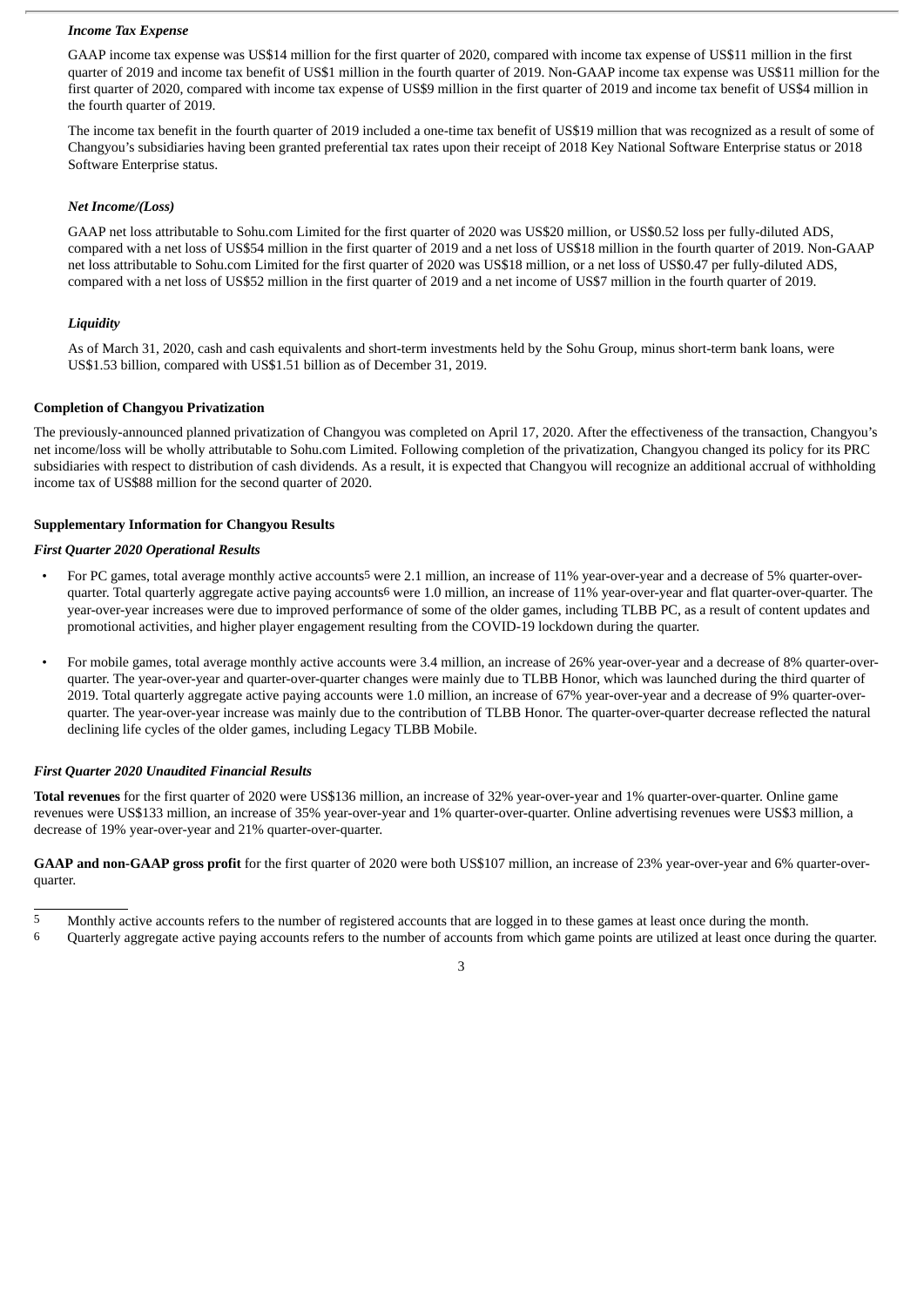*Income Tax Expense*

GAAP income tax expense was US$14 million for the first quarter of 2020, compared with income tax expense of US$11 million in the first quarter of 2019 and income tax benefit of US$1 million in the fourth quarter of 2019. Non-GAAP income tax expense was US$11 million for the first quarter of 2020, compared with income tax expense of US$9 million in the first quarter of 2019 and income tax benefit of US$4 million in the fourth quarter of 2019.

The income tax benefit in the fourth quarter of 2019 included a one-time tax benefit of US$19 million that was recognized as a result of some of Changyou's subsidiaries having been granted preferential tax rates upon their receipt of 2018 Key National Software Enterprise status or 2018 Software Enterprise status.

*Net Income/(Loss)*

GAAP net loss attributable to Sohu.com Limited for the first quarter of 2020 was US$20 million, or US$0.52 loss per fully-diluted ADS, compared with a net loss of US$54 million in the first quarter of 2019 and a net loss of US$18 million in the fourth quarter of 2019. Non-GAAP net loss attributable to Sohu.com Limited for the first quarter of 2020 was US$18 million, or a net loss of US$0.47 per fully-diluted ADS, compared with a net loss of US$52 million in the first quarter of 2019 and a net income of US$7 million in the fourth quarter of 2019.

*Liquidity*

As of March 31, 2020, cash and cash equivalents and short-term investments held by the Sohu Group, minus short-term bank loans, were US$1.53 billion, compared with US$1.51 billion as of December 31, 2019.

**Completion of Changyou Privatization**

The previously-announced planned privatization of Changyou was completed on April 17, 2020. After the effectiveness of the transaction, Changyou's net income/loss will be wholly attributable to Sohu.com Limited. Following completion of the privatization, Changyou changed its policy for its PRC subsidiaries with respect to distribution of cash dividends. As a result, it is expected that Changyou will recognize an additional accrual of withholding income tax of US$88 million for the second quarter of 2020.

**Supplementary Information for Changyou Results**

*First Quarter 2020 Operational Results*

- For PC games, total average monthly active accounts[5] were 2.1 million, an increase of 11% year-over-year and a decrease of 5% quarter-over-quarter. Total quarterly aggregate active paying accounts[6] were 1.0 million, an increase of 11% year-over-year and flat quarter-over-quarter. The year-over-year increases were due to improved performance of some of the older games, including TLBB PC, as a result of content updates and promotional activities, and higher player engagement resulting from the COVID-19 lockdown during the quarter.
- For mobile games, total average monthly active accounts were 3.4 million, an increase of 26% year-over-year and a decrease of 8% quarter-over-quarter. The year-over-year and quarter-over-quarter changes were mainly due to TLBB Honor, which was launched during the third quarter of 2019. Total quarterly aggregate active paying accounts were 1.0 million, an increase of 67% year-over-year and a decrease of 9% quarter-over-quarter. The year-over-year increase was mainly due to the contribution of TLBB Honor. The quarter-over-quarter decrease reflected the natural declining life cycles of the older games, including Legacy TLBB Mobile.

*First Quarter 2020 Unaudited Financial Results*

**Total revenues** for the first quarter of 2020 were US$136 million, an increase of 32% year-over-year and 1% quarter-over-quarter. Online game revenues were US$133 million, an increase of 35% year-over-year and 1% quarter-over-quarter. Online advertising revenues were US$3 million, a decrease of 19% year-over-year and 21% quarter-over-quarter.

**GAAP and non-GAAP gross profit** for the first quarter of 2020 were both US$107 million, an increase of 23% year-over-year and 6% quarter-over-quarter.

---

[5] Monthly active accounts refers to the number of registered accounts that are logged in to these games at least once during the month.

[6] Quarterly aggregate active paying accounts refers to the number of accounts from which game points are utilized at least once during the quarter.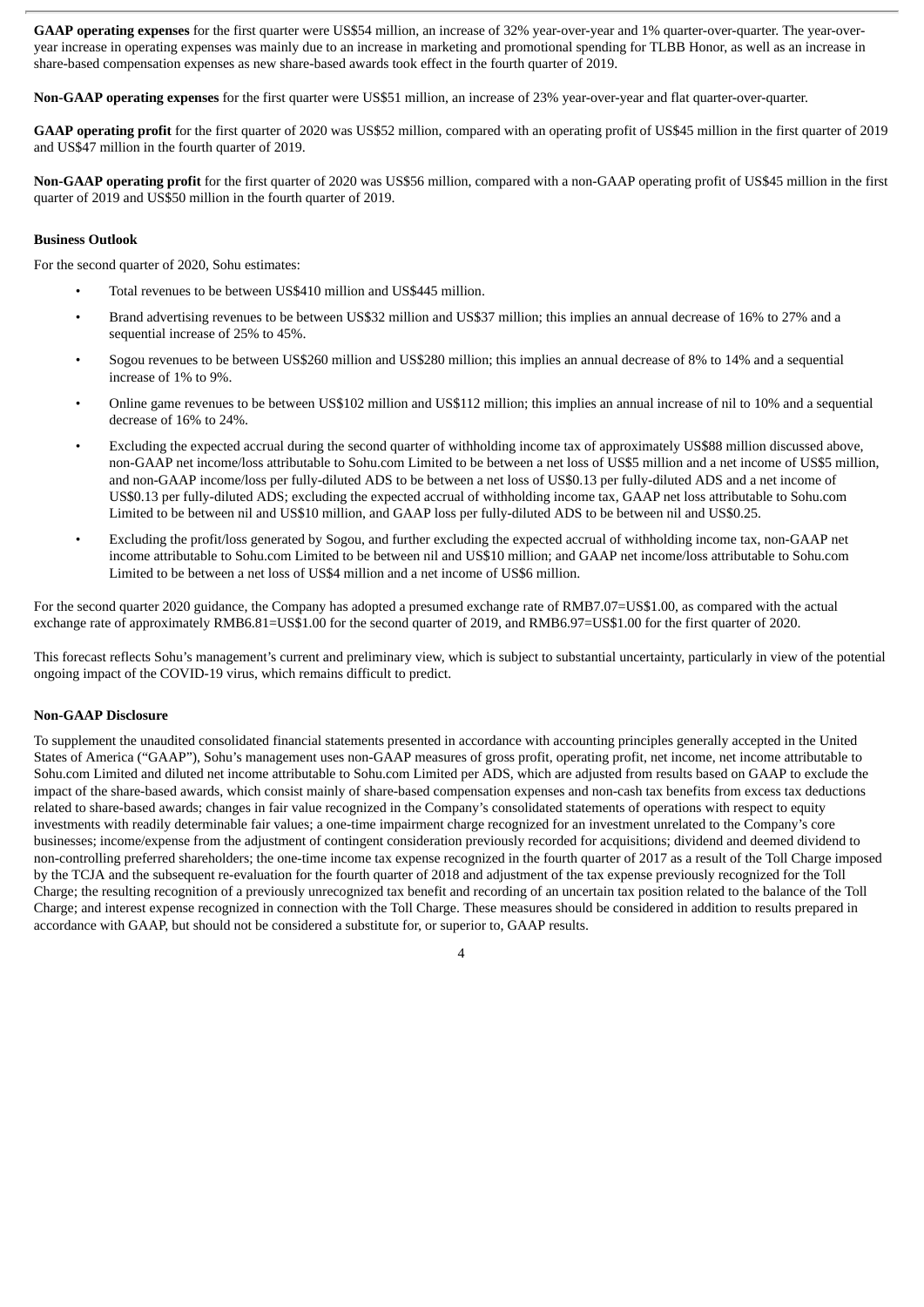**GAAP operating expenses** for the first quarter were US$54 million, an increase of 32% year-over-year and 1% quarter-over-quarter. The year-over-year increase in operating expenses was mainly due to an increase in marketing and promotional spending for TLBB Honor, as well as an increase in share-based compensation expenses as new share-based awards took effect in the fourth quarter of 2019.

**Non-GAAP operating expenses** for the first quarter were US$51 million, an increase of 23% year-over-year and flat quarter-over-quarter.

**GAAP operating profit** for the first quarter of 2020 was US$52 million, compared with an operating profit of US$45 million in the first quarter of 2019 and US$47 million in the fourth quarter of 2019.

**Non-GAAP operating profit** for the first quarter of 2020 was US$56 million, compared with a non-GAAP operating profit of US$45 million in the first quarter of 2019 and US$50 million in the fourth quarter of 2019.

**Business Outlook**

For the second quarter of 2020, Sohu estimates:

- Total revenues to be between US$410 million and US$445 million.
- Brand advertising revenues to be between US$32 million and US$37 million; this implies an annual decrease of 16% to 27% and a sequential increase of 25% to 45%.
- Sogou revenues to be between US$260 million and US$280 million; this implies an annual decrease of 8% to 14% and a sequential increase of 1% to 9%.
- Online game revenues to be between US$102 million and US$112 million; this implies an annual increase of nil to 10% and a sequential decrease of 16% to 24%.
- Excluding the expected accrual during the second quarter of withholding income tax of approximately US$88 million discussed above, non-GAAP net income/loss attributable to Sohu.com Limited to be between a net loss of US$5 million and a net income of US$5 million, and non-GAAP income/loss per fully-diluted ADS to be between a net loss of US$0.13 per fully-diluted ADS and a net income of US$0.13 per fully-diluted ADS; excluding the expected accrual of withholding income tax, GAAP net loss attributable to Sohu.com Limited to be between nil and US$10 million, and GAAP loss per fully-diluted ADS to be between nil and US$0.25.
- Excluding the profit/loss generated by Sogou, and further excluding the expected accrual of withholding income tax, non-GAAP net income attributable to Sohu.com Limited to be between nil and US$10 million; and GAAP net income/loss attributable to Sohu.com Limited to be between a net loss of US$4 million and a net income of US$6 million.

For the second quarter 2020 guidance, the Company has adopted a presumed exchange rate of RMB7.07=US$1.00, as compared with the actual exchange rate of approximately RMB6.81=US$1.00 for the second quarter of 2019, and RMB6.97=US$1.00 for the first quarter of 2020.

This forecast reflects Sohu's management's current and preliminary view, which is subject to substantial uncertainty, particularly in view of the potential ongoing impact of the COVID-19 virus, which remains difficult to predict.

**Non-GAAP Disclosure**

To supplement the unaudited consolidated financial statements presented in accordance with accounting principles generally accepted in the United States of America ("GAAP"), Sohu's management uses non-GAAP measures of gross profit, operating profit, net income, net income attributable to Sohu.com Limited and diluted net income attributable to Sohu.com Limited per ADS, which are adjusted from results based on GAAP to exclude the impact of the share-based awards, which consist mainly of share-based compensation expenses and non-cash tax benefits from excess tax deductions related to share-based awards; changes in fair value recognized in the Company's consolidated statements of operations with respect to equity investments with readily determinable fair values; a one-time impairment charge recognized for an investment unrelated to the Company's core businesses; income/expense from the adjustment of contingent consideration previously recorded for acquisitions; dividend and deemed dividend to non-controlling preferred shareholders; the one-time income tax expense recognized in the fourth quarter of 2017 as a result of the Toll Charge imposed by the TCJA and the subsequent re-evaluation for the fourth quarter of 2018 and adjustment of the tax expense previously recognized for the Toll Charge; the resulting recognition of a previously unrecognized tax benefit and recording of an uncertain tax position related to the balance of the Toll Charge; and interest expense recognized in connection with the Toll Charge. These measures should be considered in addition to results prepared in accordance with GAAP, but should not be considered a substitute for, or superior to, GAAP results.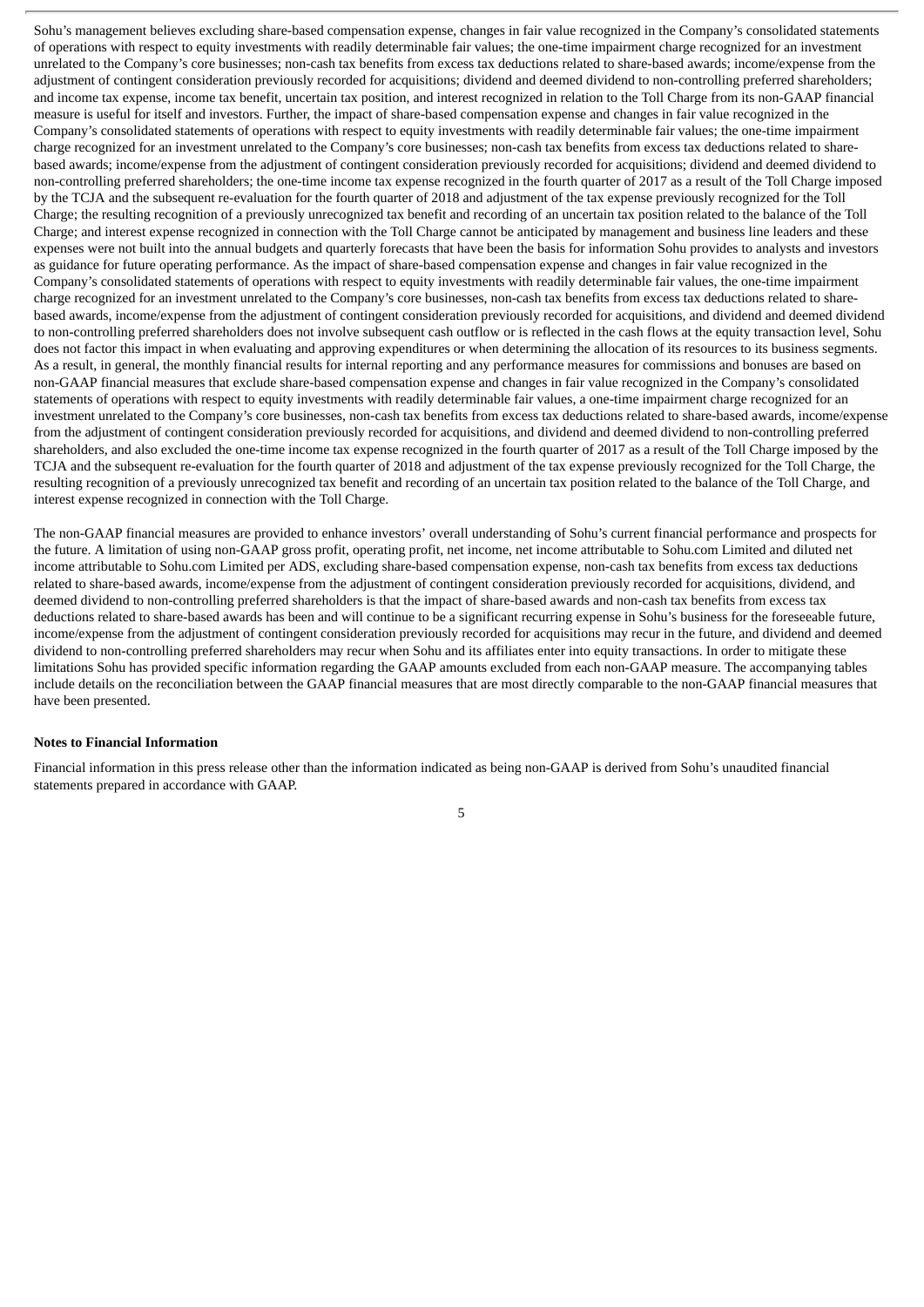Sohu's management believes excluding share-based compensation expense, changes in fair value recognized in the Company's consolidated statements of operations with respect to equity investments with readily determinable fair values; the one-time impairment charge recognized for an investment unrelated to the Company's core businesses; non-cash tax benefits from excess tax deductions related to share-based awards; income/expense from the adjustment of contingent consideration previously recorded for acquisitions; dividend and deemed dividend to non-controlling preferred shareholders; and income tax expense, income tax benefit, uncertain tax position, and interest recognized in relation to the Toll Charge from its non-GAAP financial measure is useful for itself and investors. Further, the impact of share-based compensation expense and changes in fair value recognized in the Company's consolidated statements of operations with respect to equity investments with readily determinable fair values; the one-time impairment charge recognized for an investment unrelated to the Company's core businesses; non-cash tax benefits from excess tax deductions related to share-based awards; income/expense from the adjustment of contingent consideration previously recorded for acquisitions; dividend and deemed dividend to non-controlling preferred shareholders; the one-time income tax expense recognized in the fourth quarter of 2017 as a result of the Toll Charge imposed by the TCJA and the subsequent re-evaluation for the fourth quarter of 2018 and adjustment of the tax expense previously recognized for the Toll Charge; the resulting recognition of a previously unrecognized tax benefit and recording of an uncertain tax position related to the balance of the Toll Charge; and interest expense recognized in connection with the Toll Charge cannot be anticipated by management and business line leaders and these expenses were not built into the annual budgets and quarterly forecasts that have been the basis for information Sohu provides to analysts and investors as guidance for future operating performance. As the impact of share-based compensation expense and changes in fair value recognized in the Company's consolidated statements of operations with respect to equity investments with readily determinable fair values, the one-time impairment charge recognized for an investment unrelated to the Company's core businesses, non-cash tax benefits from excess tax deductions related to share-based awards, income/expense from the adjustment of contingent consideration previously recorded for acquisitions, and dividend and deemed dividend to non-controlling preferred shareholders does not involve subsequent cash outflow or is reflected in the cash flows at the equity transaction level, Sohu does not factor this impact in when evaluating and approving expenditures or when determining the allocation of its resources to its business segments. As a result, in general, the monthly financial results for internal reporting and any performance measures for commissions and bonuses are based on non-GAAP financial measures that exclude share-based compensation expense and changes in fair value recognized in the Company's consolidated statements of operations with respect to equity investments with readily determinable fair values, a one-time impairment charge recognized for an investment unrelated to the Company's core businesses, non-cash tax benefits from excess tax deductions related to share-based awards, income/expense from the adjustment of contingent consideration previously recorded for acquisitions, and dividend and deemed dividend to non-controlling preferred shareholders, and also excluded the one-time income tax expense recognized in the fourth quarter of 2017 as a result of the Toll Charge imposed by the TCJA and the subsequent re-evaluation for the fourth quarter of 2018 and adjustment of the tax expense previously recognized for the Toll Charge, the resulting recognition of a previously unrecognized tax benefit and recording of an uncertain tax position related to the balance of the Toll Charge, and interest expense recognized in connection with the Toll Charge.

The non-GAAP financial measures are provided to enhance investors' overall understanding of Sohu's current financial performance and prospects for the future. A limitation of using non-GAAP gross profit, operating profit, net income, net income attributable to Sohu.com Limited and diluted net income attributable to Sohu.com Limited per ADS, excluding share-based compensation expense, non-cash tax benefits from excess tax deductions related to share-based awards, income/expense from the adjustment of contingent consideration previously recorded for acquisitions, dividend, and deemed dividend to non-controlling preferred shareholders is that the impact of share-based awards and non-cash tax benefits from excess tax deductions related to share-based awards has been and will continue to be a significant recurring expense in Sohu's business for the foreseeable future, income/expense from the adjustment of contingent consideration previously recorded for acquisitions may recur in the future, and dividend and deemed dividend to non-controlling preferred shareholders may recur when Sohu and its affiliates enter into equity transactions. In order to mitigate these limitations Sohu has provided specific information regarding the GAAP amounts excluded from each non-GAAP measure. The accompanying tables include details on the reconciliation between the GAAP financial measures that are most directly comparable to the non-GAAP financial measures that have been presented.

**Notes to Financial Information**

Financial information in this press release other than the information indicated as being non-GAAP is derived from Sohu's unaudited financial statements prepared in accordance with GAAP.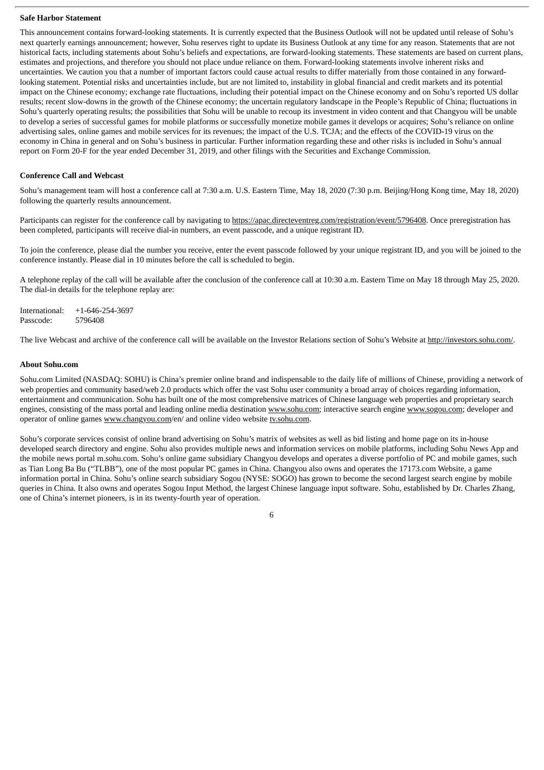**Safe Harbor Statement**

This announcement contains forward-looking statements. It is currently expected that the Business Outlook will not be updated until release of Sohu's next quarterly earnings announcement; however, Sohu reserves right to update its Business Outlook at any time for any reason. Statements that are not historical facts, including statements about Sohu's beliefs and expectations, are forward-looking statements. These statements are based on current plans, estimates and projections, and therefore you should not place undue reliance on them. Forward-looking statements involve inherent risks and uncertainties. We caution you that a number of important factors could cause actual results to differ materially from those contained in any forward-looking statement. Potential risks and uncertainties include, but are not limited to, instability in global financial and credit markets and its potential impact on the Chinese economy; exchange rate fluctuations, including their potential impact on the Chinese economy and on Sohu's reported US dollar results; recent slow-downs in the growth of the Chinese economy; the uncertain regulatory landscape in the People's Republic of China; fluctuations in Sohu's quarterly operating results; the possibilities that Sohu will be unable to recoup its investment in video content and that Changyou will be unable to develop a series of successful games for mobile platforms or successfully monetize mobile games it develops or acquires; Sohu's reliance on online advertising sales, online games and mobile services for its revenues; the impact of the U.S. TCJA; and the effects of the COVID-19 virus on the economy in China in general and on Sohu's business in particular. Further information regarding these and other risks is included in Sohu's annual report on Form 20-F for the year ended December 31, 2019, and other filings with the Securities and Exchange Commission.

**Conference Call and Webcast**

Sohu's management team will host a conference call at 7:30 a.m. U.S. Eastern Time, May 18, 2020 (7:30 p.m. Beijing/Hong Kong time, May 18, 2020) following the quarterly results announcement.

Participants can register for the conference call by navigating to https://apac.directeventreg.com/registration/event/5796408. Once preregistration has been completed, participants will receive dial-in numbers, an event passcode, and a unique registrant ID.

To join the conference, please dial the number you receive, enter the event passcode followed by your unique registrant ID, and you will be joined to the conference instantly. Please dial in 10 minutes before the call is scheduled to begin.

A telephone replay of the call will be available after the conclusion of the conference call at 10:30 a.m. Eastern Time on May 18 through May 25, 2020. The dial-in details for the telephone replay are:

International: +1-646-254-3697
Passcode: 5796408

The live Webcast and archive of the conference call will be available on the Investor Relations section of Sohu's Website at http://investors.sohu.com/.

**About Sohu.com**

Sohu.com Limited (NASDAQ: SOHU) is China's premier online brand and indispensable to the daily life of millions of Chinese, providing a network of web properties and community based/web 2.0 products which offer the vast Sohu user community a broad array of choices regarding information, entertainment and communication. Sohu has built one of the most comprehensive matrices of Chinese language web properties and proprietary search engines, consisting of the mass portal and leading online media destination www.sohu.com; interactive search engine www.sogou.com; developer and operator of online games www.changyou.com/en/ and online video website tv.sohu.com.

Sohu's corporate services consist of online brand advertising on Sohu's matrix of websites as well as bid listing and home page on its in-house developed search directory and engine. Sohu also provides multiple news and information services on mobile platforms, including Sohu News App and the mobile news portal m.sohu.com. Sohu's online game subsidiary Changyou develops and operates a diverse portfolio of PC and mobile games, such as Tian Long Ba Bu ("TLBB"), one of the most popular PC games in China. Changyou also owns and operates the 17173.com Website, a game information portal in China. Sohu's online search subsidiary Sogou (NYSE: SOGO) has grown to become the second largest search engine by mobile queries in China. It also owns and operates Sogou Input Method, the largest Chinese language input software. Sohu, established by Dr. Charles Zhang, one of China's internet pioneers, is in its twenty-fourth year of operation.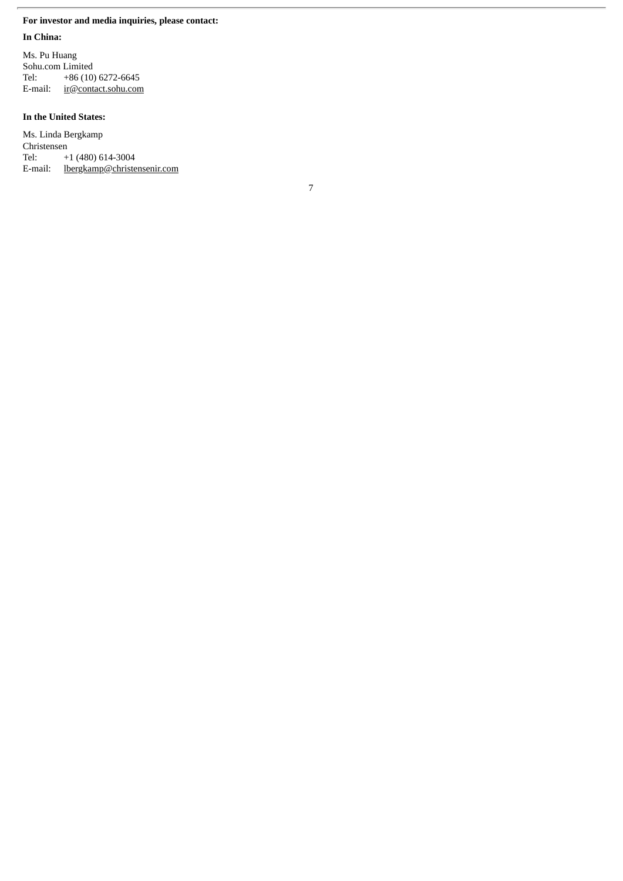**For investor and media inquiries, please contact:**

**In China:**

Ms. Pu Huang
Sohu.com Limited
Tel: +86 (10) 6272-6645
E-mail: ir@contact.sohu.com

**In the United States:**

Ms. Linda Bergkamp
Christensen
Tel: +1 (480) 614-3004
E-mail: lbergkamp@christensenir.com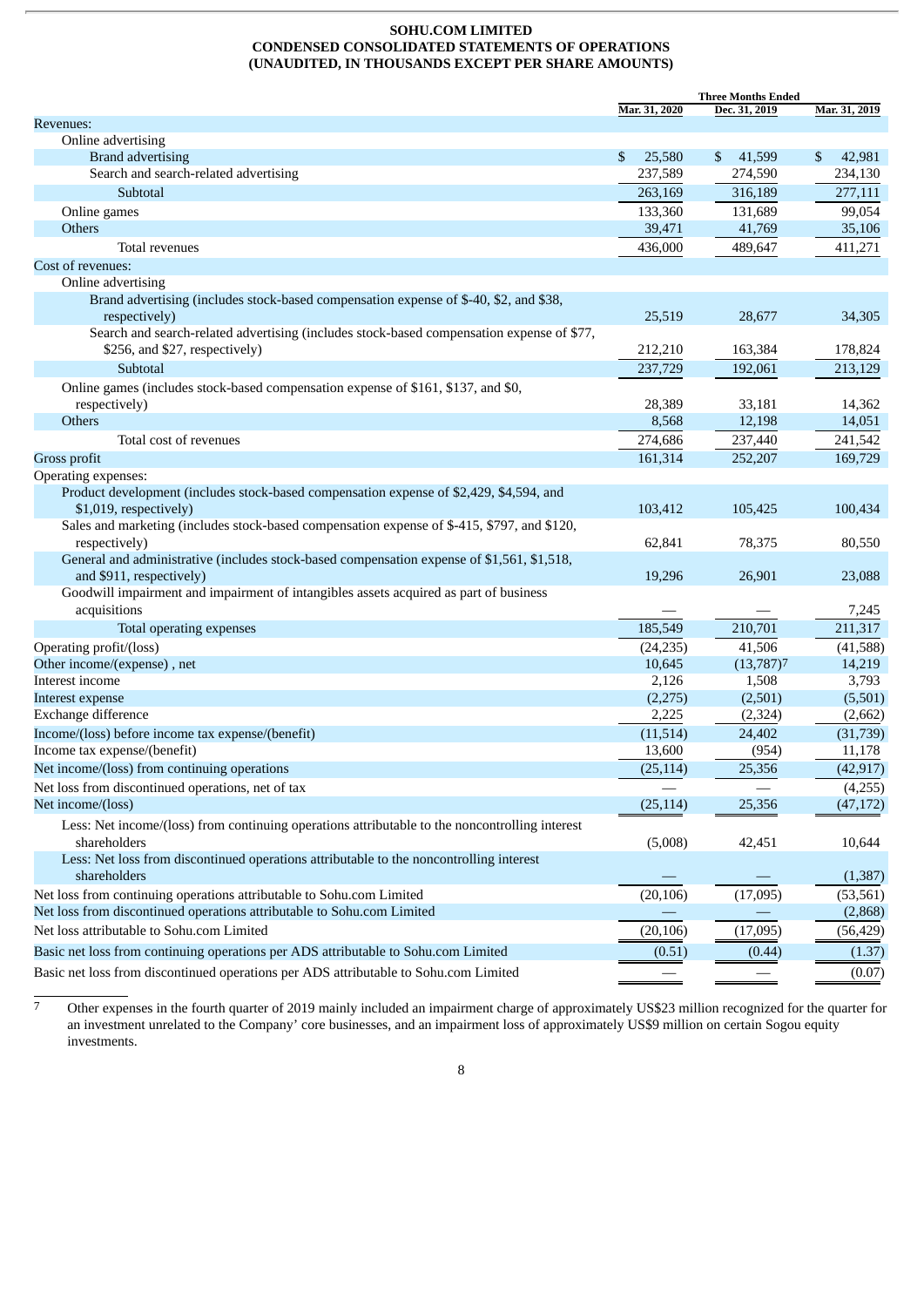**SOHU.COM LIMITED**
**CONDENSED CONSOLIDATED STATEMENTS OF OPERATIONS**
**(UNAUDITED, IN THOUSANDS EXCEPT PER SHARE AMOUNTS)**

| | Three Months Ended | | |
|---|---|---|---|
| | Mar. 31, 2020 | Dec. 31, 2019 | Mar. 31, 2019 |
| Revenues: | | | |
| Online advertising | | | |
| Brand advertising | $ 25,580 | $ 41,599 | $ 42,981 |
| Search and search-related advertising | 237,589 | 274,590 | 234,130 |
| Subtotal | 263,169 | 316,189 | 277,111 |
| Online games | 133,360 | 131,689 | 99,054 |
| Others | 39,471 | 41,769 | 35,106 |
| Total revenues | 436,000 | 489,647 | 411,271 |
| Cost of revenues: | | | |
| Online advertising | | | |
| Brand advertising (includes stock-based compensation expense of $-40, $2, and $38, respectively) | 25,519 | 28,677 | 34,305 |
| Search and search-related advertising (includes stock-based compensation expense of $77, $256, and $27, respectively) | 212,210 | 163,384 | 178,824 |
| Subtotal | 237,729 | 192,061 | 213,129 |
| Online games (includes stock-based compensation expense of $161, $137, and $0, respectively) | 28,389 | 33,181 | 14,362 |
| Others | 8,568 | 12,198 | 14,051 |
| Total cost of revenues | 274,686 | 237,440 | 241,542 |
| Gross profit | 161,314 | 252,207 | 169,729 |
| Operating expenses: | | | |
| Product development (includes stock-based compensation expense of $2,429, $4,594, and $1,019, respectively) | 103,412 | 105,425 | 100,434 |
| Sales and marketing (includes stock-based compensation expense of $-415, $797, and $120, respectively) | 62,841 | 78,375 | 80,550 |
| General and administrative (includes stock-based compensation expense of $1,561, $1,518, and $911, respectively) | 19,296 | 26,901 | 23,088 |
| Goodwill impairment and impairment of intangibles assets acquired as part of business acquisitions | — | — | 7,245 |
| Total operating expenses | 185,549 | 210,701 | 211,317 |
| Operating profit/(loss) | (24,235) | 41,506 | (41,588) |
| Other income/(expense) , net | 10,645 | (13,787)[7] | 14,219 |
| Interest income | 2,126 | 1,508 | 3,793 |
| Interest expense | (2,275) | (2,501) | (5,501) |
| Exchange difference | 2,225 | (2,324) | (2,662) |
| Income/(loss) before income tax expense/(benefit) | (11,514) | 24,402 | (31,739) |
| Income tax expense/(benefit) | 13,600 | (954) | 11,178 |
| Net income/(loss) from continuing operations | (25,114) | 25,356 | (42,917) |
| Net loss from discontinued operations, net of tax | — | — | (4,255) |
| Net income/(loss) | (25,114) | 25,356 | (47,172) |
| Less: Net income/(loss) from continuing operations attributable to the noncontrolling interest shareholders | (5,008) | 42,451 | 10,644 |
| Less: Net loss from discontinued operations attributable to the noncontrolling interest shareholders | — | — | (1,387) |
| Net loss from continuing operations attributable to Sohu.com Limited | (20,106) | (17,095) | (53,561) |
| Net loss from discontinued operations attributable to Sohu.com Limited | — | — | (2,868) |
| Net loss attributable to Sohu.com Limited | (20,106) | (17,095) | (56,429) |
| Basic net loss from continuing operations per ADS attributable to Sohu.com Limited | (0.51) | (0.44) | (1.37) |
| Basic net loss from discontinued operations per ADS attributable to Sohu.com Limited | — | — | (0.07) |

[7] Other expenses in the fourth quarter of 2019 mainly included an impairment charge of approximately US$23 million recognized for the quarter for an investment unrelated to the Company' core businesses, and an impairment loss of approximately US$9 million on certain Sogou equity investments.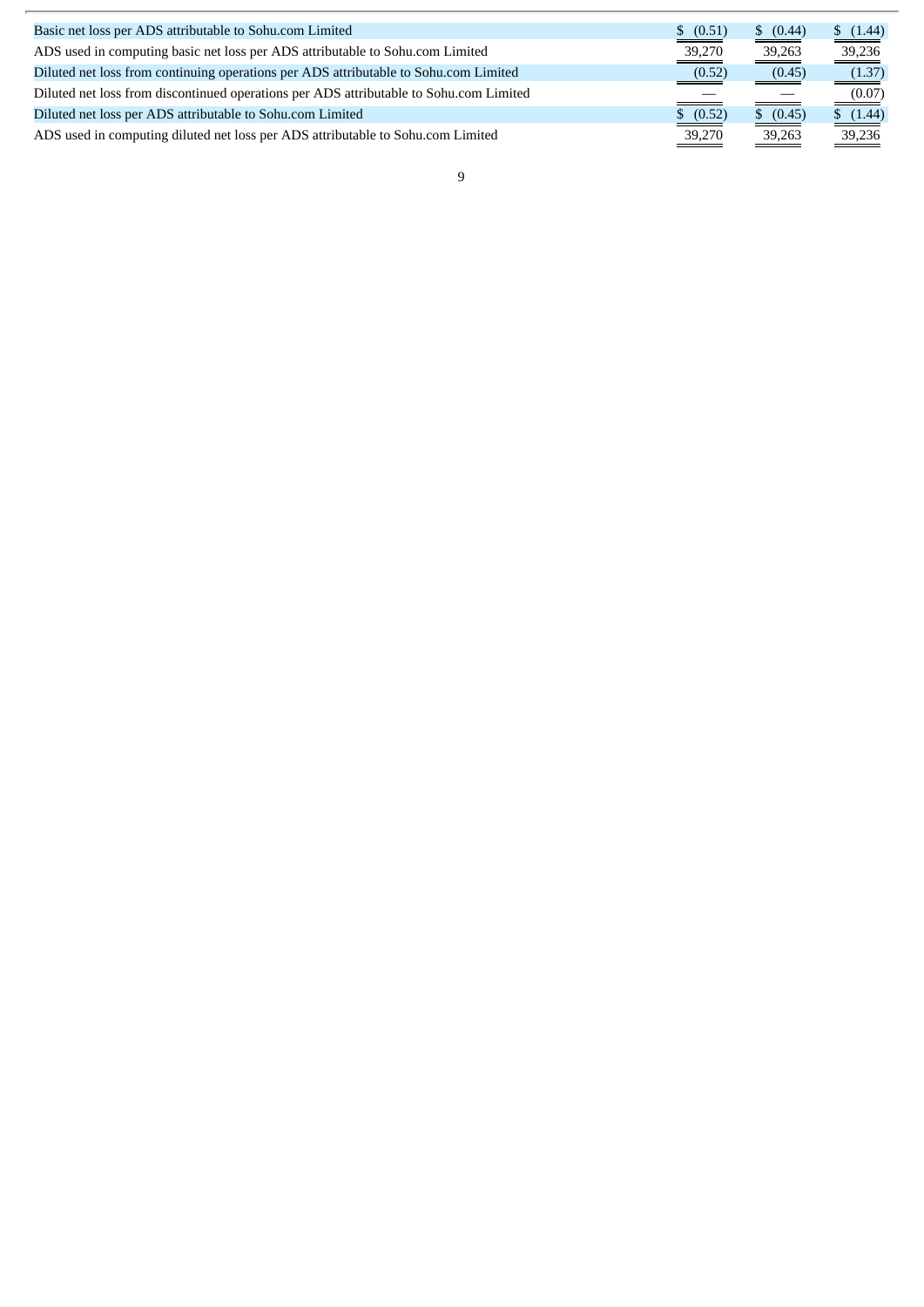| | | | |
|---|---|---|---|
| Basic net loss per ADS attributable to Sohu.com Limited | $ (0.51) | $ (0.44) | $ (1.44) |
| ADS used in computing basic net loss per ADS attributable to Sohu.com Limited | 39,270 | 39,263 | 39,236 |
| Diluted net loss from continuing operations per ADS attributable to Sohu.com Limited | (0.52) | (0.45) | (1.37) |
| Diluted net loss from discontinued operations per ADS attributable to Sohu.com Limited | — | — | (0.07) |
| Diluted net loss per ADS attributable to Sohu.com Limited | $ (0.52) | $ (0.45) | $ (1.44) |
| ADS used in computing diluted net loss per ADS attributable to Sohu.com Limited | 39,270 | 39,263 | 39,236 |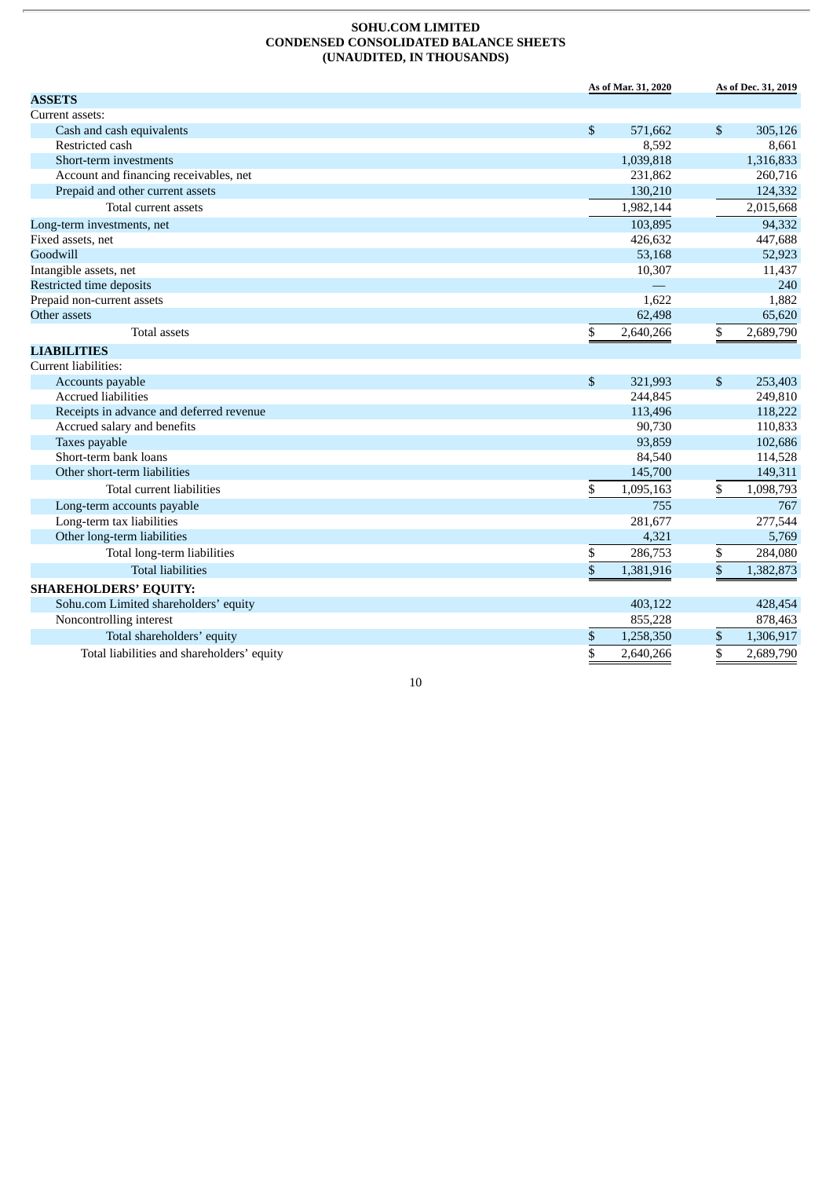**SOHU.COM LIMITED**
**CONDENSED CONSOLIDATED BALANCE SHEETS**
**(UNAUDITED, IN THOUSANDS)**

| | As of Mar. 31, 2020 | As of Dec. 31, 2019 |
|---|---|---|
| **ASSETS** | | |
| Current assets: | | |
| Cash and cash equivalents | $ 571,662 | $ 305,126 |
| Restricted cash | 8,592 | 8,661 |
| Short-term investments | 1,039,818 | 1,316,833 |
| Account and financing receivables, net | 231,862 | 260,716 |
| Prepaid and other current assets | 130,210 | 124,332 |
| Total current assets | 1,982,144 | 2,015,668 |
| Long-term investments, net | 103,895 | 94,332 |
| Fixed assets, net | 426,632 | 447,688 |
| Goodwill | 53,168 | 52,923 |
| Intangible assets, net | 10,307 | 11,437 |
| Restricted time deposits | — | 240 |
| Prepaid non-current assets | 1,622 | 1,882 |
| Other assets | 62,498 | 65,620 |
| Total assets | $ 2,640,266 | $ 2,689,790 |
| **LIABILITIES** | | |
| Current liabilities: | | |
| Accounts payable | $ 321,993 | $ 253,403 |
| Accrued liabilities | 244,845 | 249,810 |
| Receipts in advance and deferred revenue | 113,496 | 118,222 |
| Accrued salary and benefits | 90,730 | 110,833 |
| Taxes payable | 93,859 | 102,686 |
| Short-term bank loans | 84,540 | 114,528 |
| Other short-term liabilities | 145,700 | 149,311 |
| Total current liabilities | $ 1,095,163 | $ 1,098,793 |
| Long-term accounts payable | 755 | 767 |
| Long-term tax liabilities | 281,677 | 277,544 |
| Other long-term liabilities | 4,321 | 5,769 |
| Total long-term liabilities | $ 286,753 | $ 284,080 |
| Total liabilities | $ 1,381,916 | $ 1,382,873 |
| **SHAREHOLDERS' EQUITY:** | | |
| Sohu.com Limited shareholders' equity | 403,122 | 428,454 |
| Noncontrolling interest | 855,228 | 878,463 |
| Total shareholders' equity | $ 1,258,350 | $ 1,306,917 |
| Total liabilities and shareholders' equity | $ 2,640,266 | $ 2,689,790 |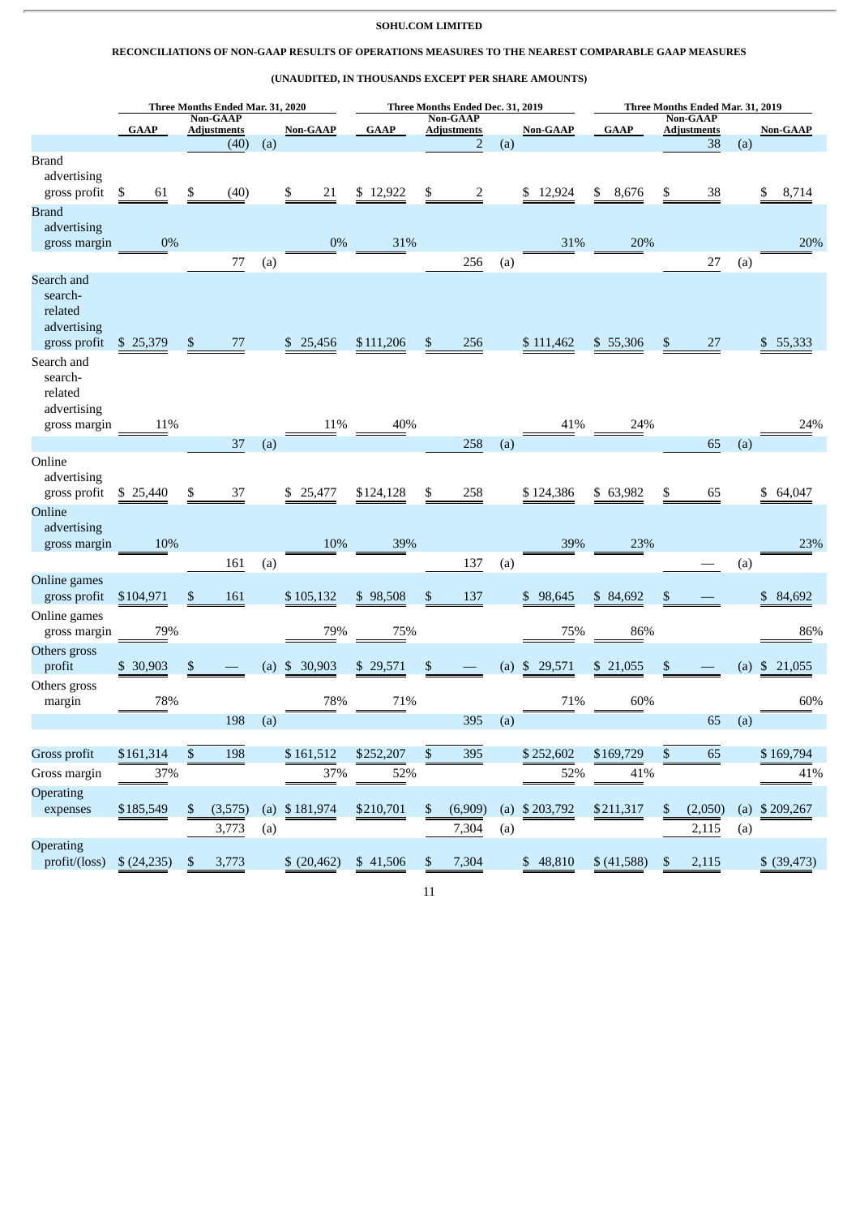**SOHU.COM LIMITED**

**RECONCILIATIONS OF NON-GAAP RESULTS OF OPERATIONS MEASURES TO THE NEAREST COMPARABLE GAAP MEASURES**

**(UNAUDITED, IN THOUSANDS EXCEPT PER SHARE AMOUNTS)**

| | Three Months Ended Mar. 31, 2020 | | | | Three Months Ended Dec. 31, 2019 | | | | Three Months Ended Mar. 31, 2019 | | | |
|---|---|---|---|---|---|---|---|---|---|---|---|---|
| | GAAP | Non-GAAP Adjustments | | Non-GAAP | GAAP | Non-GAAP Adjustments | | Non-GAAP | GAAP | Non-GAAP Adjustments | | Non-GAAP |
| | | (40) | (a) | | | 2 | (a) | | | 38 | (a) | |
| Brand advertising gross profit | $ 61 | $ (40) | | $ 21 | $ 12,922 | $ 2 | | $ 12,924 | $ 8,676 | $ 38 | | $ 8,714 |
| Brand advertising gross margin | 0% | | | 0% | 31% | | | 31% | 20% | | | 20% |
| | | 77 | (a) | | | 256 | (a) | | | 27 | (a) | |
| Search and search-related advertising gross profit | $ 25,379 | $ 77 | | $ 25,456 | $ 111,206 | $ 256 | | $ 111,462 | $ 55,306 | $ 27 | | $ 55,333 |
| Search and search-related advertising gross margin | 11% | | | 11% | 40% | | | 41% | 24% | | | 24% |
| | | 37 | (a) | | | 258 | (a) | | | 65 | (a) | |
| Online advertising gross profit | $ 25,440 | $ 37 | | $ 25,477 | $ 124,128 | $ 258 | | $ 124,386 | $ 63,982 | $ 65 | | $ 64,047 |
| Online advertising gross margin | 10% | | | 10% | 39% | | | 39% | 23% | | | 23% |
| | | 161 | (a) | | | 137 | (a) | | | — | (a) | |
| Online games gross profit | $ 104,971 | $ 161 | | $ 105,132 | $ 98,508 | $ 137 | | $ 98,645 | $ 84,692 | $ — | | $ 84,692 |
| Online games gross margin | 79% | | | 79% | 75% | | | 75% | 86% | | | 86% |
| Others gross profit | $ 30,903 | $ — | (a) | $ 30,903 | $ 29,571 | $ — | (a) | $ 29,571 | $ 21,055 | $ — | (a) | $ 21,055 |
| Others gross margin | 78% | | | 78% | 71% | | | 71% | 60% | | | 60% |
| | | 198 | (a) | | | 395 | (a) | | | 65 | (a) | |
| Gross profit | $ 161,314 | $ 198 | | $ 161,512 | $ 252,207 | $ 395 | | $ 252,602 | $ 169,729 | $ 65 | | $ 169,794 |
| Gross margin | 37% | | | 37% | 52% | | | 52% | 41% | | | 41% |
| Operating expenses | $ 185,549 | $ (3,575) | (a) | $ 181,974 | $ 210,701 | $ (6,909) | (a) | $ 203,792 | $ 211,317 | $ (2,050) | (a) | $ 209,267 |
| | | 3,773 | (a) | | | 7,304 | (a) | | | 2,115 | (a) | |
| Operating profit/(loss) | $ (24,235) | $ 3,773 | | $ (20,462) | $ 41,506 | $ 7,304 | | $ 48,810 | $ (41,588) | $ 2,115 | | $ (39,473) |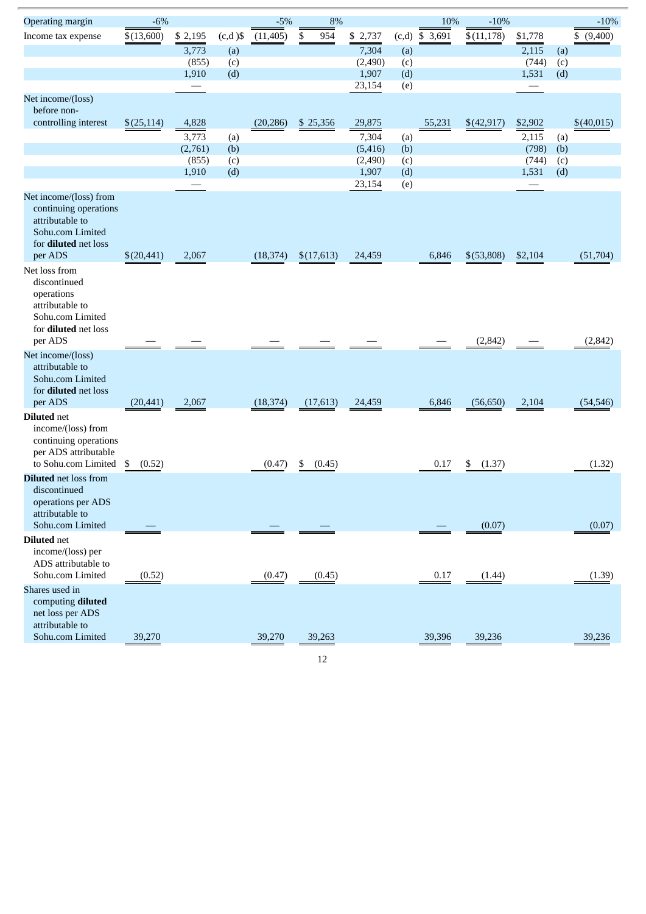| | | | | | | | | | | | | |
|---|---|---|---|---|---|---|---|---|---|---|---|---|
| Operating margin | -6% | | | -5% | 8% | | | 10% | -10% | | | -10% |
| Income tax expense | $(13,600) | $ 2,195 | (c,d) | $ (11,405) | $ 954 | $ 2,737 | (c,d) | $ 3,691 | $(11,178) | $1,778 | | $ (9,400) |
| | | 3,773 | (a) | | | 7,304 | (a) | | | 2,115 | (a) | |
| | | (855) | (c) | | | (2,490) | (c) | | | (744) | (c) | |
| | | 1,910 | (d) | | | 1,907 | (d) | | | 1,531 | (d) | |
| | | — | | | | 23,154 | (e) | | | — | | |
| Net income/(loss) before non-controlling interest | $(25,114) | 4,828 | | (20,286) | $ 25,356 | 29,875 | | 55,231 | $(42,917) | $2,902 | | $(40,015) |
| | | 3,773 | (a) | | | 7,304 | (a) | | | 2,115 | (a) | |
| | | (2,761) | (b) | | | (5,416) | (b) | | | (798) | (b) | |
| | | (855) | (c) | | | (2,490) | (c) | | | (744) | (c) | |
| | | 1,910 | (d) | | | 1,907 | (d) | | | 1,531 | (d) | |
| | | — | | | | 23,154 | (e) | | | — | | |
| Net income/(loss) from continuing operations attributable to Sohu.com Limited for **diluted** net loss per ADS | $(20,441) | 2,067 | | (18,374) | $(17,613) | 24,459 | | 6,846 | $(53,808) | $2,104 | | (51,704) |
| Net loss from discontinued operations attributable to Sohu.com Limited for **diluted** net loss per ADS | — | — | | — | — | — | | — | (2,842) | — | | (2,842) |
| Net income/(loss) attributable to Sohu.com Limited for **diluted** net loss per ADS | (20,441) | 2,067 | | (18,374) | (17,613) | 24,459 | | 6,846 | (56,650) | 2,104 | | (54,546) |
| **Diluted** net income/(loss) from continuing operations per ADS attributable to Sohu.com Limited | $ (0.52) | | | (0.47) | $ (0.45) | | | 0.17 | $ (1.37) | | | (1.32) |
| **Diluted** net loss from discontinued operations per ADS attributable to Sohu.com Limited | — | | | — | — | | | — | (0.07) | | | (0.07) |
| **Diluted** net income/(loss) per ADS attributable to Sohu.com Limited | (0.52) | | | (0.47) | (0.45) | | | 0.17 | (1.44) | | | (1.39) |
| Shares used in computing **diluted** net loss per ADS attributable to Sohu.com Limited | 39,270 | | | 39,270 | 39,263 | | | 39,396 | 39,236 | | | 39,236 |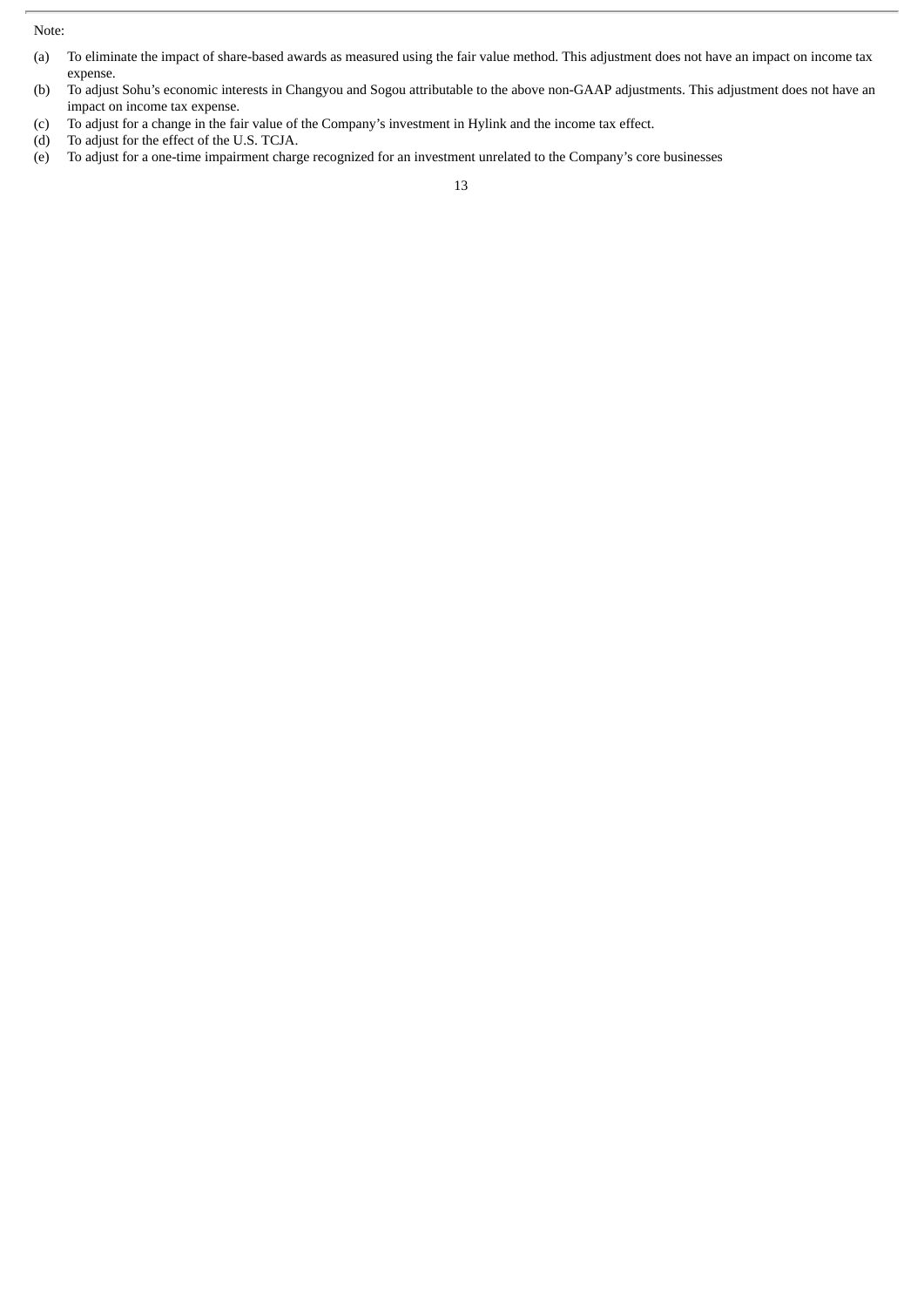Note:

(a) To eliminate the impact of share-based awards as measured using the fair value method. This adjustment does not have an impact on income tax expense.

(b) To adjust Sohu's economic interests in Changyou and Sogou attributable to the above non-GAAP adjustments. This adjustment does not have an impact on income tax expense.

(c) To adjust for a change in the fair value of the Company's investment in Hylink and the income tax effect.

(d) To adjust for the effect of the U.S. TCJA.

(e) To adjust for a one-time impairment charge recognized for an investment unrelated to the Company's core businesses